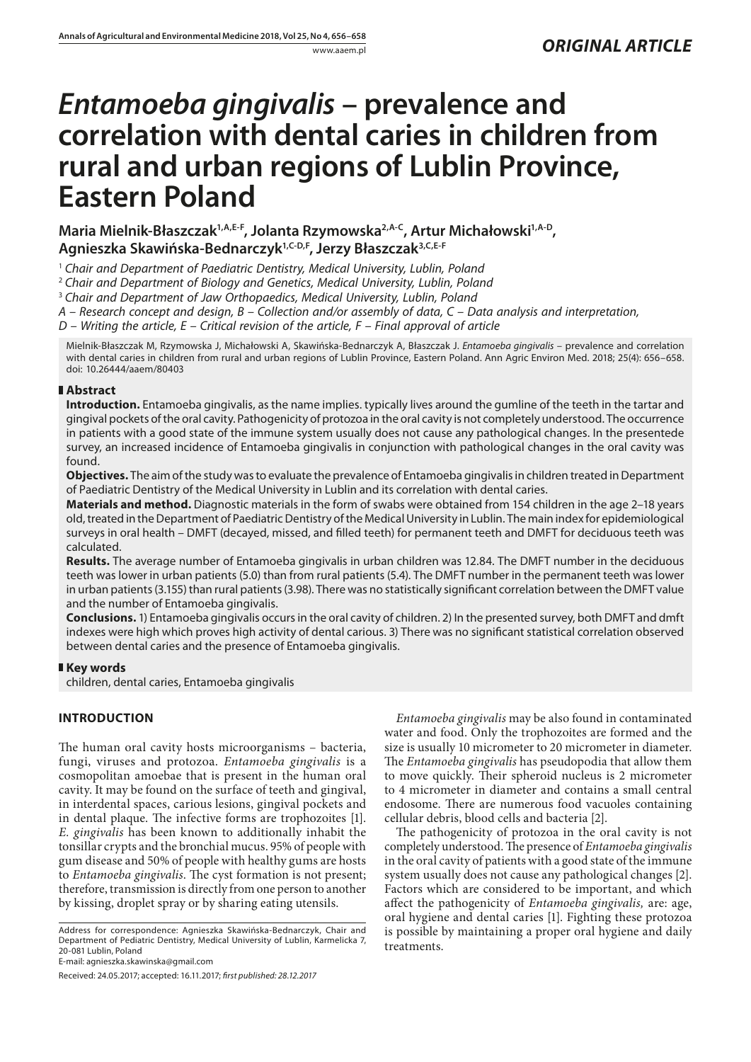*ORIGINAL ARTICLE*

# *Entamoeba gingivalis* – prevalence and correlation with dental caries in children from rural and urban regions of Lublin Province, Eastern Poland

**Maria Mielnik-Błaszczak[1,A,E-F], Jolanta Rzymowska[2,A-C], Artur Michałowski[1,A-D], Agnieszka Skawińska-Bednarczyk[1,C-D,F], Jerzy Błaszczak[3,C,E-F]**

[1] *Chair and Department of Paediatric Dentistry, Medical University, Lublin, Poland*
[2] *Chair and Department of Biology and Genetics, Medical University, Lublin, Poland*
[3] *Chair and Department of Jaw Orthopaedics, Medical University, Lublin, Poland*
*A – Research concept and design, B – Collection and/or assembly of data, C – Data analysis and interpretation, D – Writing the article, E – Critical revision of the article, F – Final approval of article*

Mielnik-Błaszczak M, Rzymowska J, Michałowski A, Skawińska-Bednarczyk A, Błaszczak J. *Entamoeba gingivalis* – prevalence and correlation with dental caries in children from rural and urban regions of Lublin Province, Eastern Poland. Ann Agric Environ Med. 2018; 25(4): 656–658. doi: 10.26444/aaem/80403

## Abstract

**Introduction.** Entamoeba gingivalis, as the name implies. typically lives around the gumline of the teeth in the tartar and gingival pockets of the oral cavity. Pathogenicity of protozoa in the oral cavity is not completely understood. The occurrence in patients with a good state of the immune system usually does not cause any pathological changes. In the presentede survey, an increased incidence of Entamoeba gingivalis in conjunction with pathological changes in the oral cavity was found.

**Objectives.** The aim of the study was to evaluate the prevalence of Entamoeba gingivalis in children treated in Department of Paediatric Dentistry of the Medical University in Lublin and its correlation with dental caries.

**Materials and method.** Diagnostic materials in the form of swabs were obtained from 154 children in the age 2–18 years old, treated in the Department of Paediatric Dentistry of the Medical University in Lublin. The main index for epidemiological surveys in oral health – DMFT (decayed, missed, and filled teeth) for permanent teeth and DMFT for deciduous teeth was calculated.

**Results.** The average number of Entamoeba gingivalis in urban children was 12.84. The DMFT number in the deciduous teeth was lower in urban patients (5.0) than from rural patients (5.4). The DMFT number in the permanent teeth was lower in urban patients (3.155) than rural patients (3.98). There was no statistically significant correlation between the DMFT value and the number of Entamoeba gingivalis.

**Conclusions.** 1) Entamoeba gingivalis occurs in the oral cavity of children. 2) In the presented survey, both DMFT and dmft indexes were high which proves high activity of dental carious. 3) There was no significant statistical correlation observed between dental caries and the presence of Entamoeba gingivalis.

## Key words

children, dental caries, Entamoeba gingivalis

## INTRODUCTION

The human oral cavity hosts microorganisms – bacteria, fungi, viruses and protozoa. *Entamoeba gingivalis* is a cosmopolitan amoebae that is present in the human oral cavity. It may be found on the surface of teeth and gingival, in interdental spaces, carious lesions, gingival pockets and in dental plaque. The infective forms are trophozoites [1]. *E. gingivalis* has been known to additionally inhabit the tonsillar crypts and the bronchial mucus. 95% of people with gum disease and 50% of people with healthy gums are hosts to *Entamoeba gingivalis*. The cyst formation is not present; therefore, transmission is directly from one person to another by kissing, droplet spray or by sharing eating utensils.

*Entamoeba gingivalis* may be also found in contaminated water and food. Only the trophozoites are formed and the size is usually 10 micrometer to 20 micrometer in diameter. The *Entamoeba gingivalis* has pseudopodia that allow them to move quickly. Their spheroid nucleus is 2 micrometer to 4 micrometer in diameter and contains a small central endosome. There are numerous food vacuoles containing cellular debris, blood cells and bacteria [2].

The pathogenicity of protozoa in the oral cavity is not completely understood. The presence of *Entamoeba gingivalis* in the oral cavity of patients with a good state of the immune system usually does not cause any pathological changes [2]. Factors which are considered to be important, and which affect the pathogenicity of *Entamoeba gingivalis,* are: age, oral hygiene and dental caries [1]. Fighting these protozoa is possible by maintaining a proper oral hygiene and daily treatments.

Address for correspondence: Agnieszka Skawińska-Bednarczyk, Chair and Department of Pediatric Dentistry, Medical University of Lublin, Karmelicka 7, 20-081 Lublin, Poland
E-mail: agnieszka.skawinska@gmail.com

Received: 24.05.2017; accepted: 16.11.2017; *first published: 28.12.2017*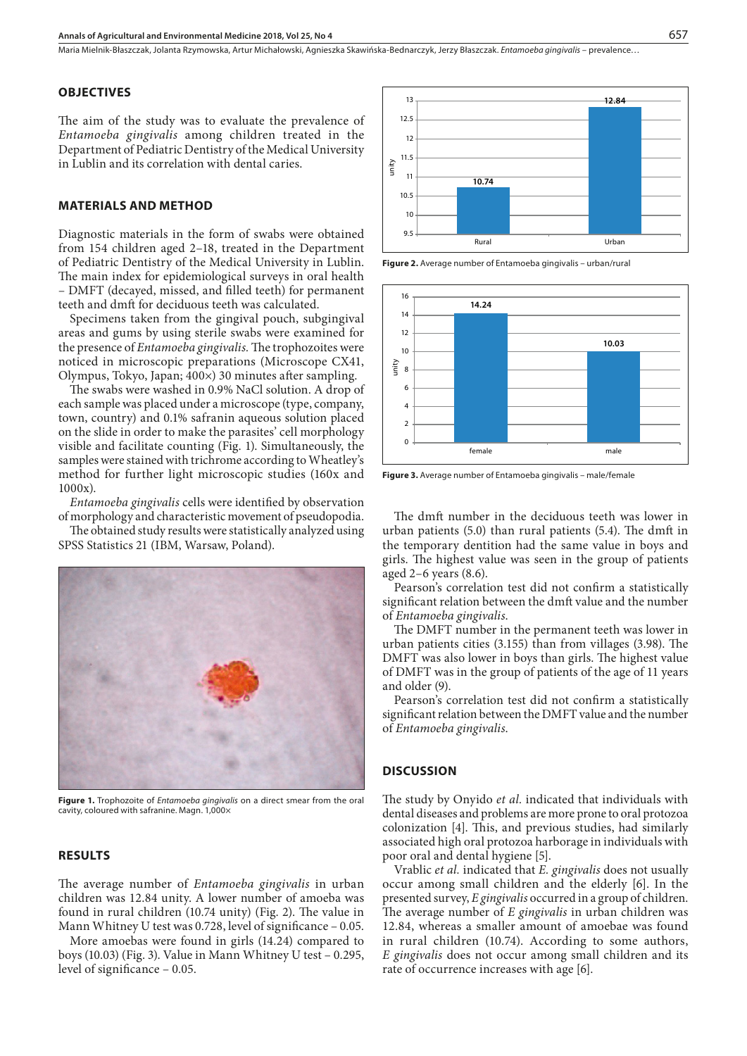## OBJECTIVES

The aim of the study was to evaluate the prevalence of *Entamoeba gingivalis* among children treated in the Department of Pediatric Dentistry of the Medical University in Lublin and its correlation with dental caries.

## MATERIALS AND METHOD

Diagnostic materials in the form of swabs were obtained from 154 children aged 2–18, treated in the Department of Pediatric Dentistry of the Medical University in Lublin. The main index for epidemiological surveys in oral health – DMFT (decayed, missed, and filled teeth) for permanent teeth and dmft for deciduous teeth was calculated.

Specimens taken from the gingival pouch, subgingival areas and gums by using sterile swabs were examined for the presence of *Entamoeba gingivalis.* The trophozoites were noticed in microscopic preparations (Microscope CX41, Olympus, Tokyo, Japan; 400×) 30 minutes after sampling.

The swabs were washed in 0.9% NaCl solution. A drop of each sample was placed under a microscope (type, company, town, country) and 0.1% safranin aqueous solution placed on the slide in order to make the parasites' cell morphology visible and facilitate counting (Fig. 1). Simultaneously, the samples were stained with trichrome according to Wheatley's method for further light microscopic studies (160x and 1000x).

*Entamoeba gingivalis* cells were identified by observation of morphology and characteristic movement of pseudopodia.

The obtained study results were statistically analyzed using SPSS Statistics 21 (IBM, Warsaw, Poland).

**Figure 1.** Trophozoite of *Entamoeba gingivalis* on a direct smear from the oral cavity, coloured with safranine. Magn. 1,000×

## RESULTS

The average number of *Entamoeba gingivalis* in urban children was 12.84 unity. A lower number of amoeba was found in rural children (10.74 unity) (Fig. 2). The value in Mann Whitney U test was 0.728, level of significance – 0.05.

More amoebas were found in girls (14.24) compared to boys (10.03) (Fig. 3). Value in Mann Whitney U test – 0.295, level of significance – 0.05.

**Figure 2.** Average number of Entamoeba gingivalis – urban/rural

**Figure 3.** Average number of Entamoeba gingivalis – male/female

The dmft number in the deciduous teeth was lower in urban patients (5.0) than rural patients (5.4). The dmft in the temporary dentition had the same value in boys and girls. The highest value was seen in the group of patients aged 2–6 years (8.6).

Pearson's correlation test did not confirm a statistically significant relation between the dmft value and the number of *Entamoeba gingivalis.*

The DMFT number in the permanent teeth was lower in urban patients cities (3.155) than from villages (3.98). The DMFT was also lower in boys than girls. The highest value of DMFT was in the group of patients of the age of 11 years and older (9).

Pearson's correlation test did not confirm a statistically significant relation between the DMFT value and the number of *Entamoeba gingivalis.*

## DISCUSSION

The study by Onyido *et al.* indicated that individuals with dental diseases and problems are more prone to oral protozoa colonization [4]. This, and previous studies, had similarly associated high oral protozoa harborage in individuals with poor oral and dental hygiene [5].

Vrablic *et al.* indicated that *E. gingivalis* does not usually occur among small children and the elderly [6]. In the presented survey, *E gingivalis* occurred in a group of children. The average number of *E gingivalis* in urban children was 12.84, whereas a smaller amount of amoebae was found in rural children (10.74). According to some authors, *E gingivalis* does not occur among small children and its rate of occurrence increases with age [6].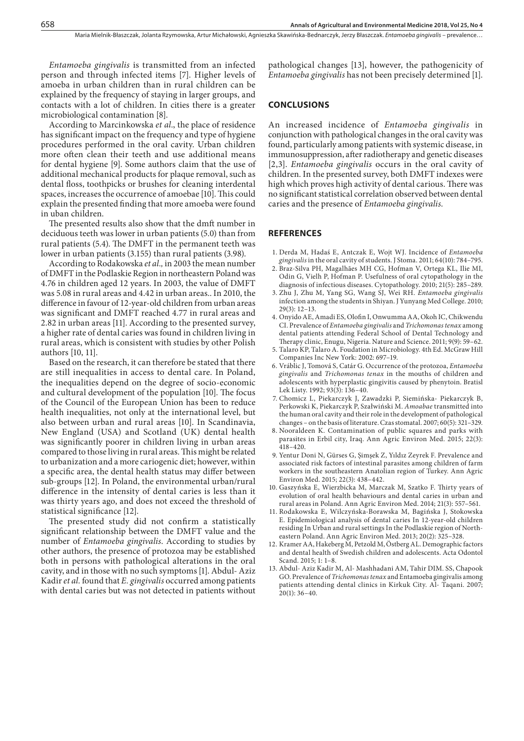*Entamoeba gingivalis* is transmitted from an infected person and through infected items [7]. Higher levels of amoeba in urban children than in rural children can be explained by the frequency of staying in larger groups, and contacts with a lot of children. In cities there is a greater microbiological contamination [8].

According to Marcinkowska *et al*., the place of residence has significant impact on the frequency and type of hygiene procedures performed in the oral cavity. Urban children more often clean their teeth and use additional means for dental hygiene [9]. Some authors claim that the use of additional mechanical products for plaque removal, such as dental floss, toothpicks or brushes for cleaning interdental spaces, increases the occurrence of amoebae [10]. This could explain the presented finding that more amoeba were found in uban children.

The presented results also show that the dmft number in deciduous teeth was lower in urban patients (5.0) than from rural patients (5.4). The DMFT in the permanent teeth was lower in urban patients (3.155) than rural patients (3.98).

According to Rodakowska *et al.,* in 2003 the mean number of DMFT in the Podlaskie Region in northeastern Poland was 4.76 in children aged 12 years. In 2003, the value of DMFT was 5.08 in rural areas and 4.42 in urban areas.. In 2010, the difference in favour of 12-year-old children from urban areas was significant and DMFT reached 4.77 in rural areas and 2.82 in urban areas [11]. According to the presented survey, a higher rate of dental caries was found in children living in rural areas, which is consistent with studies by other Polish authors [10, 11].

Based on the research, it can therefore be stated that there are still inequalities in access to dental care. In Poland, the inequalities depend on the degree of socio-economic and cultural development of the population [10]. The focus of the Council of the European Union has been to reduce health inequalities, not only at the international level, but also between urban and rural areas [10]. In Scandinavia, New England (USA) and Scotland (UK) dental health was significantly poorer in children living in urban areas compared to those living in rural areas. This might be related to urbanization and a more cariogenic diet; however, within a specific area, the dental health status may differ between sub-groups [12]. In Poland, the environmental urban/rural difference in the intensity of dental caries is less than it was thirty years ago, and does not exceed the threshold of statistical significance [12].

The presented study did not confirm a statistically significant relationship between the DMFT value and the number of *Entamoeba gingivalis*. According to studies by other authors, the presence of protozoa may be established both in persons with pathological alterations in the oral cavity, and in those with no such symptoms [1]. Abdul- Aziz Kadir *et al.* found that *E. gingivalis* occurred among patients with dental caries but was not detected in patients without pathological changes [13], however, the pathogenicity of *Entamoeba gingivalis* has not been precisely determined [1].

## CONCLUSIONS

An increased incidence of *Entamoeba gingivalis* in conjunction with pathological changes in the oral cavity was found, particularly among patients with systemic disease, in immunosuppression, after radiotherapy and genetic diseases [2,3]. *Entamoeba gingivalis* occurs in the oral cavity of children. In the presented survey, both DMFT indexes were high which proves high activity of dental carious. There was no significant statistical correlation observed between dental caries and the presence of *Entamoeba gingivalis*.

## REFERENCES

1. Derda M, Hadaś E, Antczak E, Wojt WJ. Incidence of *Entamoeba gingivalis* in the oral cavity of students. J Stoma. 2011; 64(10): 784–795.
2. Braz-Silva PH, Magalhães MH CG, Hofman V, Ortega KL, Ilie MI, Odin G, Vielh P, Hofman P. Usefulness of oral cytopathology in the diagnosis of infectious diseases. Cytopathology. 2010; 21(5): 285–289.
3. Zhu J, Zhu M, Yang SG, Wang SJ, Wei RH. *Entamoeba gingivalis* infection among the students in Shiyan. J Yunyang Med College. 2010; 29(3): 12–13.
4. Onyido AE, Amadi ES, Olofin I, Onwumma AA, Okoh IC, Chikwendu CI. Prevalence of *Entamoeba gingivalis* and *Trichomonas tenax* among dental patients attending Federal School of Dental Technology and Therapy clinic, Enugu, Nigeria. Nature and Science. 2011; 9(9): 59–62.
5. Talaro KP, Talaro A. Foudation in Microbiology. 4th Ed. McGraw Hill Companies Inc New York: 2002: 697–19.
6. Vráblic J, Tomová S, Catár G. Occurrence of the protozoa, *Entamoeba gingivalis* and *Trichomonas tenax* in the mouths of children and adolescents with hyperplastic gingivitis caused by phenytoin. Bratisl Lek Listy. 1992; 93(3): 136–40.
7. Chomicz L, Piekarczyk J, Zawadzki P, Siemińska- Piekarczyk B, Perkowski K, Piekarczyk P, Szałwiński M. *Amoabae* transmitted into the human oral cavity and their role in the development of pathological changes – on the basis of literature. Czas stomatal. 2007; 60(5): 321–329.
8. Nooraldeen K. Contamination of public squares and parks with parasites in Erbil city, Iraq. Ann Agric Environ Med. 2015; 22(3): 418–420.
9. Yentur Doni N, Gürses G, Şimşek Z, Yıldız Zeyrek F. Prevalence and associated risk factors of intestinal parasites among children of farm workers in the southeastern Anatolian region of Turkey. Ann Agric Environ Med. 2015; 22(3): 438–442.
10. Gaszyńska E, Wierzbicka M, Marczak M, Szatko F. Thirty years of evolution of oral health behaviours and dental caries in urban and rural areas in Poland. Ann Agric Environ Med. 2014; 21(3): 557–561.
11. Rodakowska E, Wilczyńska-Borawska M, Bagińska J, Stokowska E. Epidemiological analysis of dental caries In 12-year-old children residing In Urban and rural settings In the Podlaskie region of North-eastern Poland. Ann Agric Environ Med. 2013; 20(2): 325–328.
12. Kramer AA, Hakeberg M, Petzold M, Östberg AL. Demographic factors and dental health of Swedish children and adolescents. Acta Odontol Scand. 2015; 1: 1–8.
13. Abdul- Aziz Kadir M, Al- Mashhadani AM, Tahir DIM. SS, Chapook GO. Prevalence of *Trichomonas tenax* and Entamoeba gingivalis among patients attending dental clinics in Kirkuk City. Al- Taqani. 2007; 20(1): 36–40.